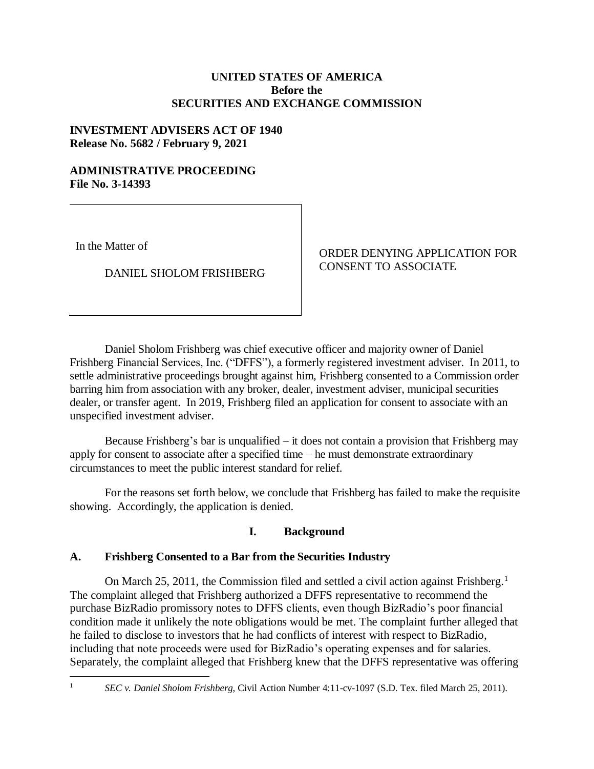**UNITED STATES OF AMERICA**
**Before the**
**SECURITIES AND EXCHANGE COMMISSION**

**INVESTMENT ADVISERS ACT OF 1940**
**Release No. 5682 / February 9, 2021**

**ADMINISTRATIVE PROCEEDING**
**File No. 3-14393**

| In the Matter of DANIEL SHOLOM FRISHBERG | ORDER DENYING APPLICATION FOR CONSENT TO ASSOCIATE |
|---|---|

Daniel Sholom Frishberg was chief executive officer and majority owner of Daniel Frishberg Financial Services, Inc. ("DFFS"), a formerly registered investment adviser. In 2011, to settle administrative proceedings brought against him, Frishberg consented to a Commission order barring him from association with any broker, dealer, investment adviser, municipal securities dealer, or transfer agent. In 2019, Frishberg filed an application for consent to associate with an unspecified investment adviser.

Because Frishberg's bar is unqualified – it does not contain a provision that Frishberg may apply for consent to associate after a specified time – he must demonstrate extraordinary circumstances to meet the public interest standard for relief.

For the reasons set forth below, we conclude that Frishberg has failed to make the requisite showing. Accordingly, the application is denied.

## I. Background

### A. Frishberg Consented to a Bar from the Securities Industry

On March 25, 2011, the Commission filed and settled a civil action against Frishberg.[1] The complaint alleged that Frishberg authorized a DFFS representative to recommend the purchase BizRadio promissory notes to DFFS clients, even though BizRadio's poor financial condition made it unlikely the note obligations would be met. The complaint further alleged that he failed to disclose to investors that he had conflicts of interest with respect to BizRadio, including that note proceeds were used for BizRadio's operating expenses and for salaries. Separately, the complaint alleged that Frishberg knew that the DFFS representative was offering

[1] *SEC v. Daniel Sholom Frishberg*, Civil Action Number 4:11-cv-1097 (S.D. Tex. filed March 25, 2011).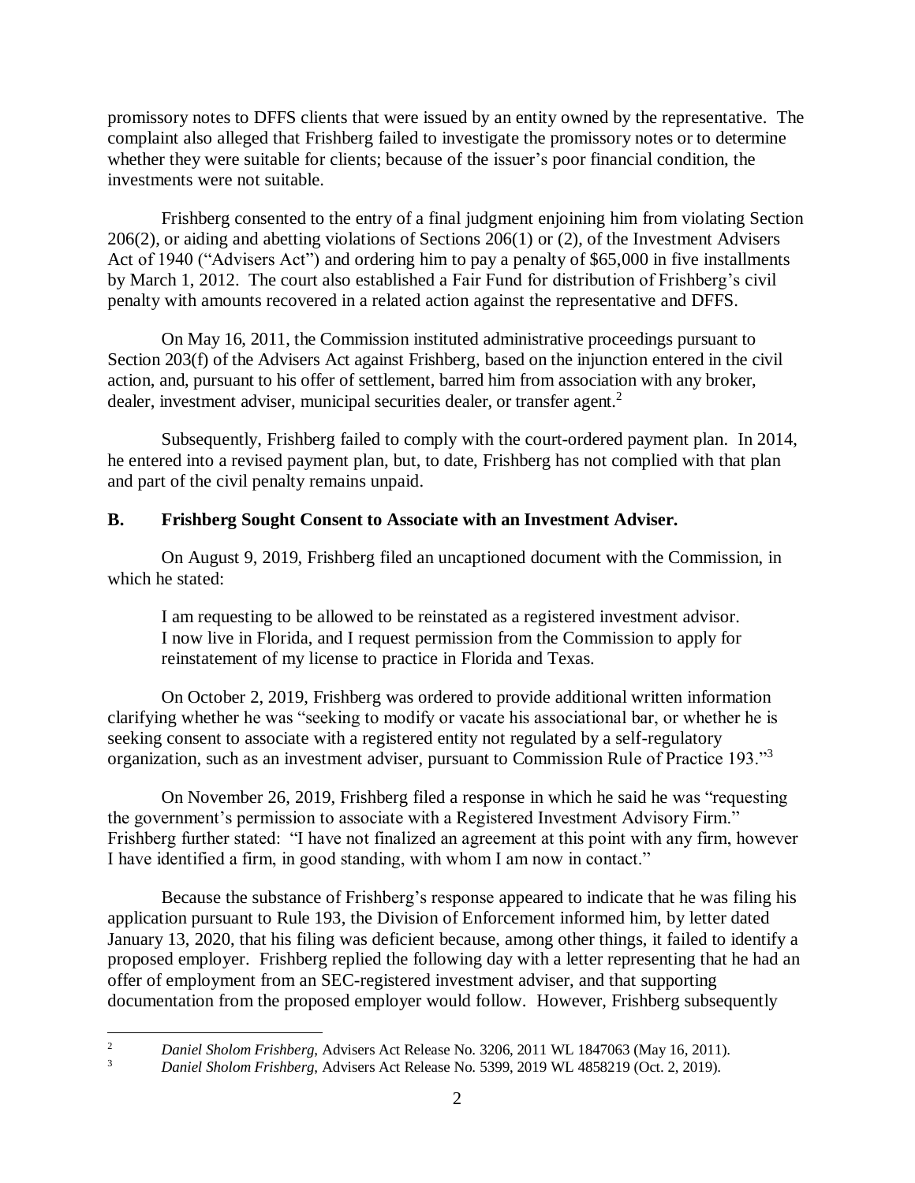promissory notes to DFFS clients that were issued by an entity owned by the representative. The complaint also alleged that Frishberg failed to investigate the promissory notes or to determine whether they were suitable for clients; because of the issuer's poor financial condition, the investments were not suitable.

Frishberg consented to the entry of a final judgment enjoining him from violating Section 206(2), or aiding and abetting violations of Sections 206(1) or (2), of the Investment Advisers Act of 1940 ("Advisers Act") and ordering him to pay a penalty of $65,000 in five installments by March 1, 2012. The court also established a Fair Fund for distribution of Frishberg's civil penalty with amounts recovered in a related action against the representative and DFFS.

On May 16, 2011, the Commission instituted administrative proceedings pursuant to Section 203(f) of the Advisers Act against Frishberg, based on the injunction entered in the civil action, and, pursuant to his offer of settlement, barred him from association with any broker, dealer, investment adviser, municipal securities dealer, or transfer agent.[2]

Subsequently, Frishberg failed to comply with the court-ordered payment plan. In 2014, he entered into a revised payment plan, but, to date, Frishberg has not complied with that plan and part of the civil penalty remains unpaid.

## B. Frishberg Sought Consent to Associate with an Investment Adviser.

On August 9, 2019, Frishberg filed an uncaptioned document with the Commission, in which he stated:

> I am requesting to be allowed to be reinstated as a registered investment advisor. I now live in Florida, and I request permission from the Commission to apply for reinstatement of my license to practice in Florida and Texas.

On October 2, 2019, Frishberg was ordered to provide additional written information clarifying whether he was "seeking to modify or vacate his associational bar, or whether he is seeking consent to associate with a registered entity not regulated by a self-regulatory organization, such as an investment adviser, pursuant to Commission Rule of Practice 193."[3]

On November 26, 2019, Frishberg filed a response in which he said he was "requesting the government's permission to associate with a Registered Investment Advisory Firm." Frishberg further stated: "I have not finalized an agreement at this point with any firm, however I have identified a firm, in good standing, with whom I am now in contact."

Because the substance of Frishberg's response appeared to indicate that he was filing his application pursuant to Rule 193, the Division of Enforcement informed him, by letter dated January 13, 2020, that his filing was deficient because, among other things, it failed to identify a proposed employer. Frishberg replied the following day with a letter representing that he had an offer of employment from an SEC-registered investment adviser, and that supporting documentation from the proposed employer would follow. However, Frishberg subsequently

---

[2] *Daniel Sholom Frishberg*, Advisers Act Release No. 3206, 2011 WL 1847063 (May 16, 2011).

[3] *Daniel Sholom Frishberg*, Advisers Act Release No. 5399, 2019 WL 4858219 (Oct. 2, 2019).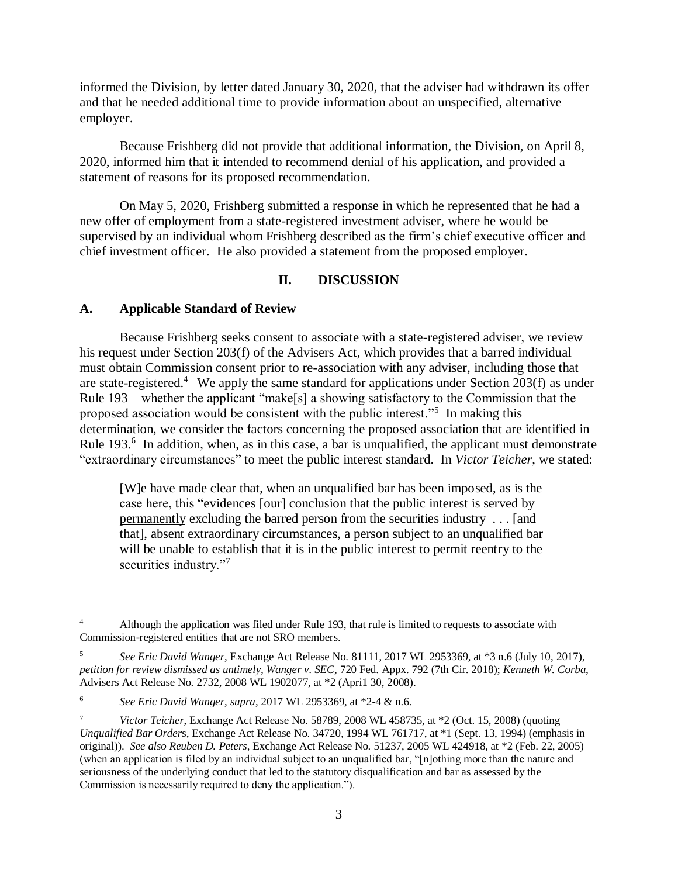informed the Division, by letter dated January 30, 2020, that the adviser had withdrawn its offer and that he needed additional time to provide information about an unspecified, alternative employer.

Because Frishberg did not provide that additional information, the Division, on April 8, 2020, informed him that it intended to recommend denial of his application, and provided a statement of reasons for its proposed recommendation.

On May 5, 2020, Frishberg submitted a response in which he represented that he had a new offer of employment from a state-registered investment adviser, where he would be supervised by an individual whom Frishberg described as the firm's chief executive officer and chief investment officer. He also provided a statement from the proposed employer.

## II. DISCUSSION

### A. Applicable Standard of Review

Because Frishberg seeks consent to associate with a state-registered adviser, we review his request under Section 203(f) of the Advisers Act, which provides that a barred individual must obtain Commission consent prior to re-association with any adviser, including those that are state-registered.[4] We apply the same standard for applications under Section 203(f) as under Rule 193 – whether the applicant "make[s] a showing satisfactory to the Commission that the proposed association would be consistent with the public interest."[5] In making this determination, we consider the factors concerning the proposed association that are identified in Rule 193.[6] In addition, when, as in this case, a bar is unqualified, the applicant must demonstrate "extraordinary circumstances" to meet the public interest standard. In *Victor Teicher*, we stated:

> [W]e have made clear that, when an unqualified bar has been imposed, as is the case here, this "evidences [our] conclusion that the public interest is served by permanently excluding the barred person from the securities industry . . . [and that], absent extraordinary circumstances, a person subject to an unqualified bar will be unable to establish that it is in the public interest to permit reentry to the securities industry."[7]

---

[4] Although the application was filed under Rule 193, that rule is limited to requests to associate with Commission-registered entities that are not SRO members.

[5] *See Eric David Wanger*, Exchange Act Release No. 81111, 2017 WL 2953369, at *3 n.6 (July 10, 2017), *petition for review dismissed as untimely*, *Wanger v. SEC*, 720 Fed. Appx. 792 (7th Cir. 2018); *Kenneth W. Corba*, Advisers Act Release No. 2732, 2008 WL 1902077, at *2 (Apri1 30, 2008).

[6] *See Eric David Wanger*, *supra*, 2017 WL 2953369, at *2-4 & n.6.

[7] *Victor Teicher*, Exchange Act Release No. 58789, 2008 WL 458735, at *2 (Oct. 15, 2008) (quoting *Unqualified Bar Orders*, Exchange Act Release No. 34720, 1994 WL 761717, at *1 (Sept. 13, 1994) (emphasis in original)). *See also Reuben D. Peters*, Exchange Act Release No. 51237, 2005 WL 424918, at *2 (Feb. 22, 2005) (when an application is filed by an individual subject to an unqualified bar, "[n]othing more than the nature and seriousness of the underlying conduct that led to the statutory disqualification and bar as assessed by the Commission is necessarily required to deny the application.").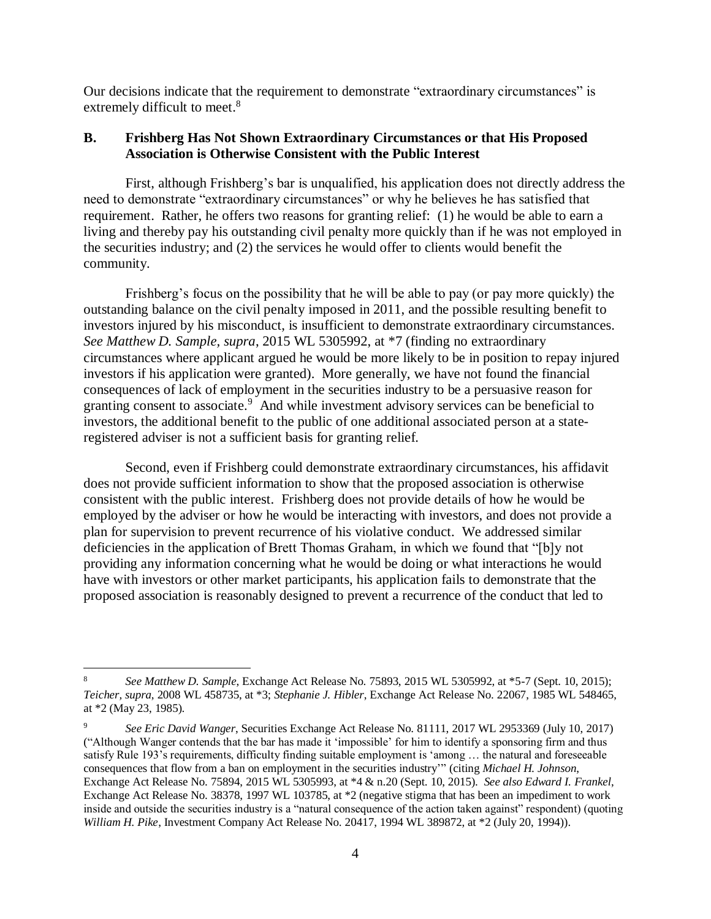Our decisions indicate that the requirement to demonstrate "extraordinary circumstances" is extremely difficult to meet.[8]

### B. Frishberg Has Not Shown Extraordinary Circumstances or that His Proposed Association is Otherwise Consistent with the Public Interest

First, although Frishberg's bar is unqualified, his application does not directly address the need to demonstrate "extraordinary circumstances" or why he believes he has satisfied that requirement. Rather, he offers two reasons for granting relief: (1) he would be able to earn a living and thereby pay his outstanding civil penalty more quickly than if he was not employed in the securities industry; and (2) the services he would offer to clients would benefit the community.

Frishberg's focus on the possibility that he will be able to pay (or pay more quickly) the outstanding balance on the civil penalty imposed in 2011, and the possible resulting benefit to investors injured by his misconduct, is insufficient to demonstrate extraordinary circumstances. *See Matthew D. Sample, supra*, 2015 WL 5305992, at *7 (finding no extraordinary circumstances where applicant argued he would be more likely to be in position to repay injured investors if his application were granted). More generally, we have not found the financial consequences of lack of employment in the securities industry to be a persuasive reason for granting consent to associate.[9] And while investment advisory services can be beneficial to investors, the additional benefit to the public of one additional associated person at a state-registered adviser is not a sufficient basis for granting relief.

Second, even if Frishberg could demonstrate extraordinary circumstances, his affidavit does not provide sufficient information to show that the proposed association is otherwise consistent with the public interest. Frishberg does not provide details of how he would be employed by the adviser or how he would be interacting with investors, and does not provide a plan for supervision to prevent recurrence of his violative conduct. We addressed similar deficiencies in the application of Brett Thomas Graham, in which we found that "[b]y not providing any information concerning what he would be doing or what interactions he would have with investors or other market participants, his application fails to demonstrate that the proposed association is reasonably designed to prevent a recurrence of the conduct that led to

---

[8] *See Matthew D. Sample*, Exchange Act Release No. 75893, 2015 WL 5305992, at *5-7 (Sept. 10, 2015); *Teicher, supra*, 2008 WL 458735, at *3; *Stephanie J. Hibler*, Exchange Act Release No. 22067, 1985 WL 548465, at *2 (May 23, 1985).

[9] *See Eric David Wanger*, Securities Exchange Act Release No. 81111, 2017 WL 2953369 (July 10, 2017) ("Although Wanger contends that the bar has made it 'impossible' for him to identify a sponsoring firm and thus satisfy Rule 193's requirements, difficulty finding suitable employment is 'among … the natural and foreseeable consequences that flow from a ban on employment in the securities industry'" (citing *Michael H. Johnson*, Exchange Act Release No. 75894, 2015 WL 5305993, at *4 & n.20 (Sept. 10, 2015). *See also Edward I. Frankel*, Exchange Act Release No. 38378, 1997 WL 103785, at *2 (negative stigma that has been an impediment to work inside and outside the securities industry is a "natural consequence of the action taken against" respondent) (quoting *William H. Pike*, Investment Company Act Release No. 20417, 1994 WL 389872, at *2 (July 20, 1994)).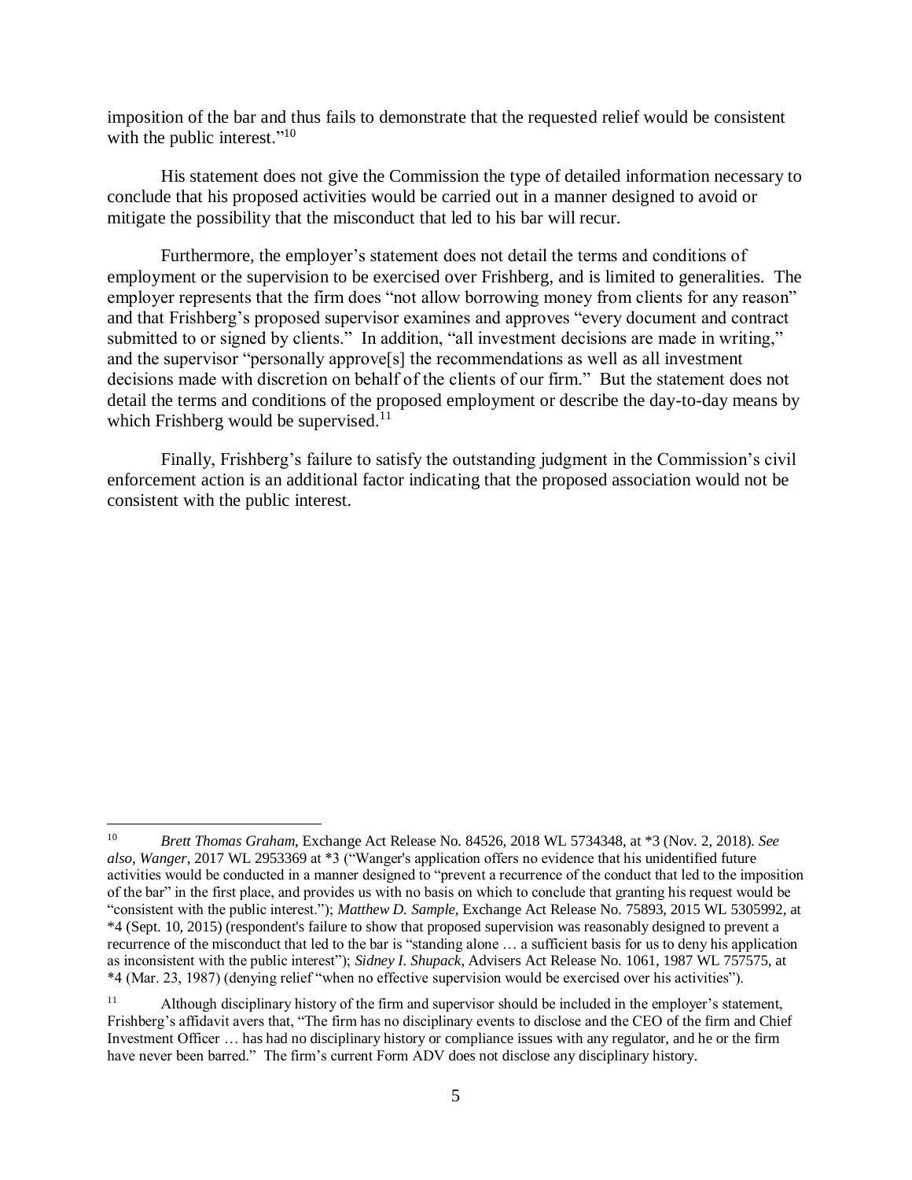imposition of the bar and thus fails to demonstrate that the requested relief would be consistent with the public interest."[10]

His statement does not give the Commission the type of detailed information necessary to conclude that his proposed activities would be carried out in a manner designed to avoid or mitigate the possibility that the misconduct that led to his bar will recur.

Furthermore, the employer's statement does not detail the terms and conditions of employment or the supervision to be exercised over Frishberg, and is limited to generalities. The employer represents that the firm does "not allow borrowing money from clients for any reason" and that Frishberg's proposed supervisor examines and approves "every document and contract submitted to or signed by clients." In addition, "all investment decisions are made in writing," and the supervisor "personally approve[s] the recommendations as well as all investment decisions made with discretion on behalf of the clients of our firm." But the statement does not detail the terms and conditions of the proposed employment or describe the day-to-day means by which Frishberg would be supervised.[11]

Finally, Frishberg's failure to satisfy the outstanding judgment in the Commission's civil enforcement action is an additional factor indicating that the proposed association would not be consistent with the public interest.

---

[10] *Brett Thomas Graham*, Exchange Act Release No. 84526, 2018 WL 5734348, at *3 (Nov. 2, 2018). *See also, Wanger*, 2017 WL 2953369 at *3 ("Wanger's application offers no evidence that his unidentified future activities would be conducted in a manner designed to "prevent a recurrence of the conduct that led to the imposition of the bar" in the first place, and provides us with no basis on which to conclude that granting his request would be "consistent with the public interest."); *Matthew D. Sample*, Exchange Act Release No. 75893, 2015 WL 5305992, at *4 (Sept. 10, 2015) (respondent's failure to show that proposed supervision was reasonably designed to prevent a recurrence of the misconduct that led to the bar is "standing alone … a sufficient basis for us to deny his application as inconsistent with the public interest"); *Sidney I. Shupack*, Advisers Act Release No. 1061, 1987 WL 757575, at *4 (Mar. 23, 1987) (denying relief "when no effective supervision would be exercised over his activities").

[11] Although disciplinary history of the firm and supervisor should be included in the employer's statement, Frishberg's affidavit avers that, "The firm has no disciplinary events to disclose and the CEO of the firm and Chief Investment Officer … has had no disciplinary history or compliance issues with any regulator, and he or the firm have never been barred." The firm's current Form ADV does not disclose any disciplinary history.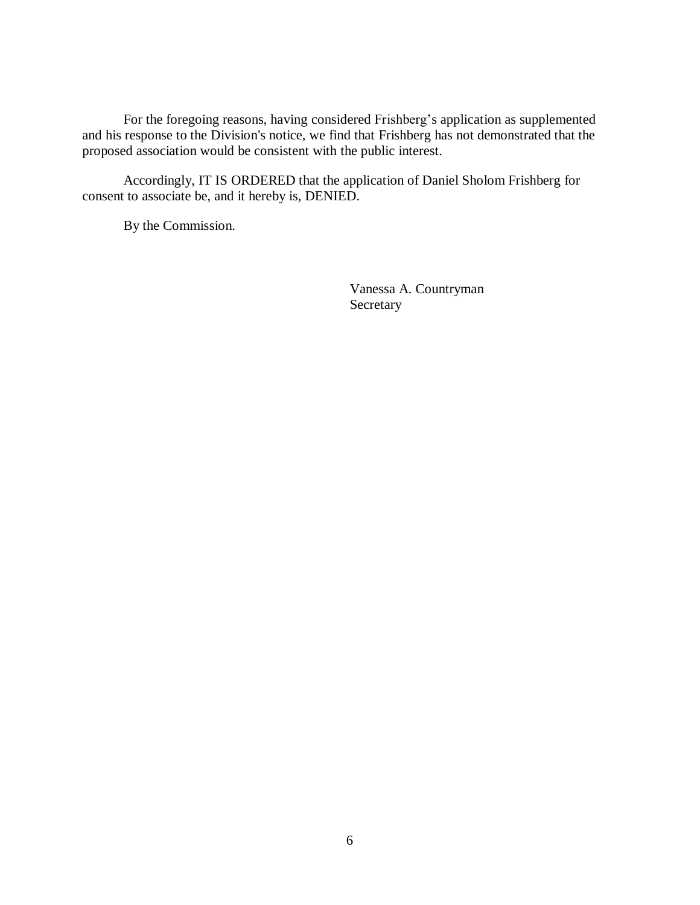For the foregoing reasons, having considered Frishberg's application as supplemented and his response to the Division's notice, we find that Frishberg has not demonstrated that the proposed association would be consistent with the public interest.

Accordingly, IT IS ORDERED that the application of Daniel Sholom Frishberg for consent to associate be, and it hereby is, DENIED.

By the Commission.

Vanessa A. Countryman
Secretary